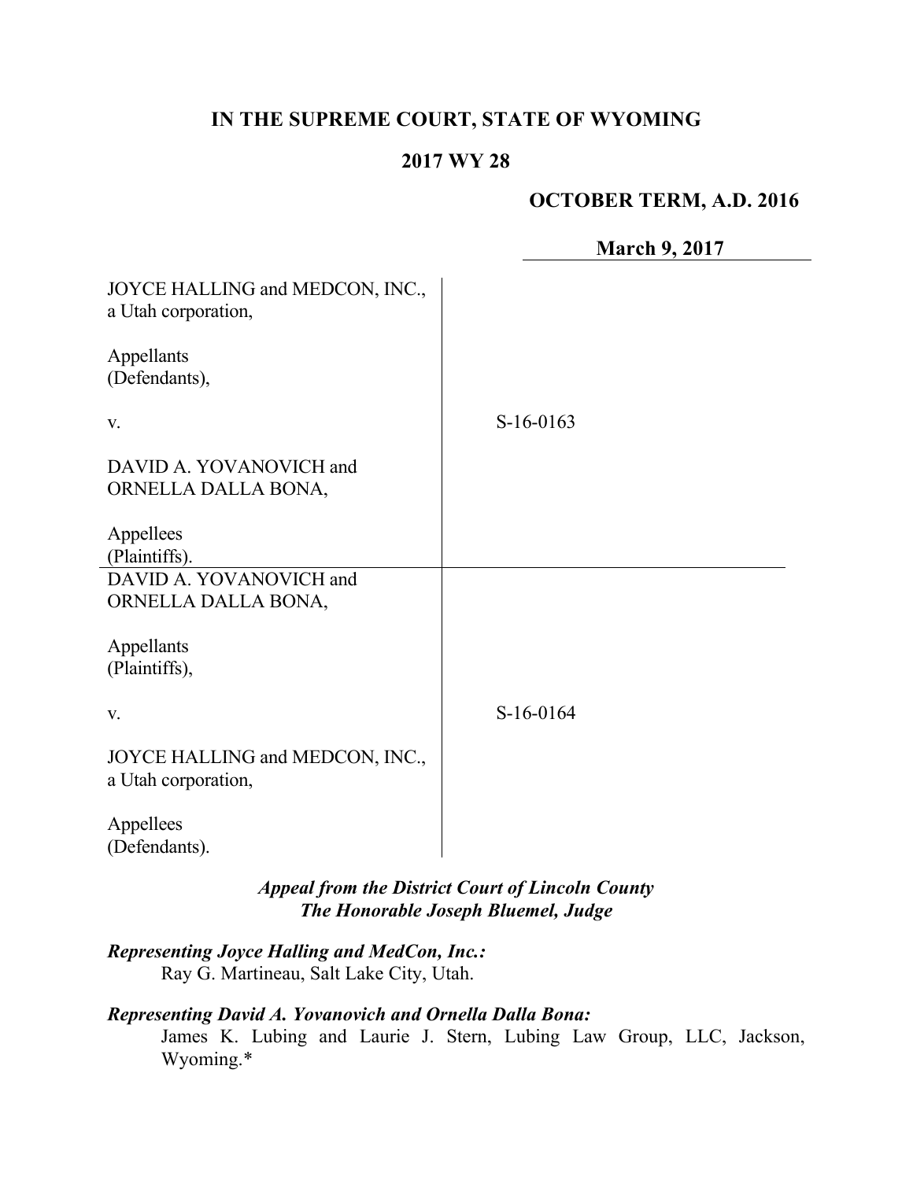# IN THE SUPREME COURT, STATE OF WYOMING

## 2017 WY 28

**OCTOBER TERM, A.D. 2016**

**March 9, 2017**

| | |
|---|---|
| JOYCE HALLING and MEDCON, INC., a Utah corporation,<br><br>Appellants (Defendants),<br><br>v.<br><br>DAVID A. YOVANOVICH and ORNELLA DALLA BONA,<br><br>Appellees (Plaintiffs). | S-16-0163 |
| DAVID A. YOVANOVICH and ORNELLA DALLA BONA,<br><br>Appellants (Plaintiffs),<br><br>v.<br><br>JOYCE HALLING and MEDCON, INC., a Utah corporation,<br><br>Appellees (Defendants). | S-16-0164 |

***Appeal from the District Court of Lincoln County***
***The Honorable Joseph Bluemel, Judge***

***Representing Joyce Halling and MedCon, Inc.:***
Ray G. Martineau, Salt Lake City, Utah.

***Representing David A. Yovanovich and Ornella Dalla Bona:***
James K. Lubing and Laurie J. Stern, Lubing Law Group, LLC, Jackson, Wyoming.*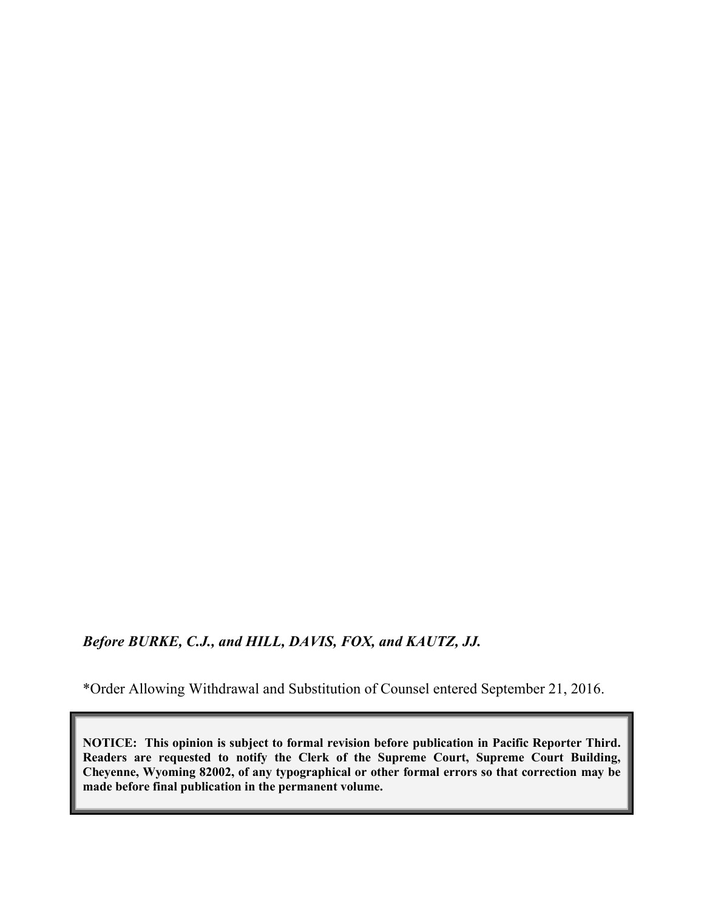***Before BURKE, C.J., and HILL, DAVIS, FOX, and KAUTZ, JJ.***

*Order Allowing Withdrawal and Substitution of Counsel entered September 21, 2016.

**NOTICE: This opinion is subject to formal revision before publication in Pacific Reporter Third. Readers are requested to notify the Clerk of the Supreme Court, Supreme Court Building, Cheyenne, Wyoming 82002, of any typographical or other formal errors so that correction may be made before final publication in the permanent volume.**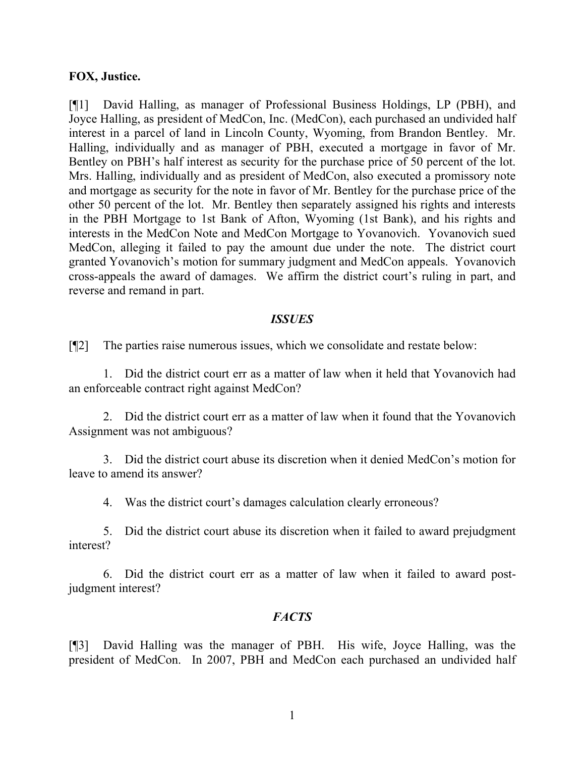**FOX, Justice.**

[¶1] David Halling, as manager of Professional Business Holdings, LP (PBH), and Joyce Halling, as president of MedCon, Inc. (MedCon), each purchased an undivided half interest in a parcel of land in Lincoln County, Wyoming, from Brandon Bentley. Mr. Halling, individually and as manager of PBH, executed a mortgage in favor of Mr. Bentley on PBH's half interest as security for the purchase price of 50 percent of the lot. Mrs. Halling, individually and as president of MedCon, also executed a promissory note and mortgage as security for the note in favor of Mr. Bentley for the purchase price of the other 50 percent of the lot. Mr. Bentley then separately assigned his rights and interests in the PBH Mortgage to 1st Bank of Afton, Wyoming (1st Bank), and his rights and interests in the MedCon Note and MedCon Mortgage to Yovanovich. Yovanovich sued MedCon, alleging it failed to pay the amount due under the note. The district court granted Yovanovich's motion for summary judgment and MedCon appeals. Yovanovich cross-appeals the award of damages. We affirm the district court's ruling in part, and reverse and remand in part.

### *ISSUES*

[¶2] The parties raise numerous issues, which we consolidate and restate below:

1. Did the district court err as a matter of law when it held that Yovanovich had an enforceable contract right against MedCon?

2. Did the district court err as a matter of law when it found that the Yovanovich Assignment was not ambiguous?

3. Did the district court abuse its discretion when it denied MedCon's motion for leave to amend its answer?

4. Was the district court's damages calculation clearly erroneous?

5. Did the district court abuse its discretion when it failed to award prejudgment interest?

6. Did the district court err as a matter of law when it failed to award post-judgment interest?

### *FACTS*

[¶3] David Halling was the manager of PBH. His wife, Joyce Halling, was the president of MedCon. In 2007, PBH and MedCon each purchased an undivided half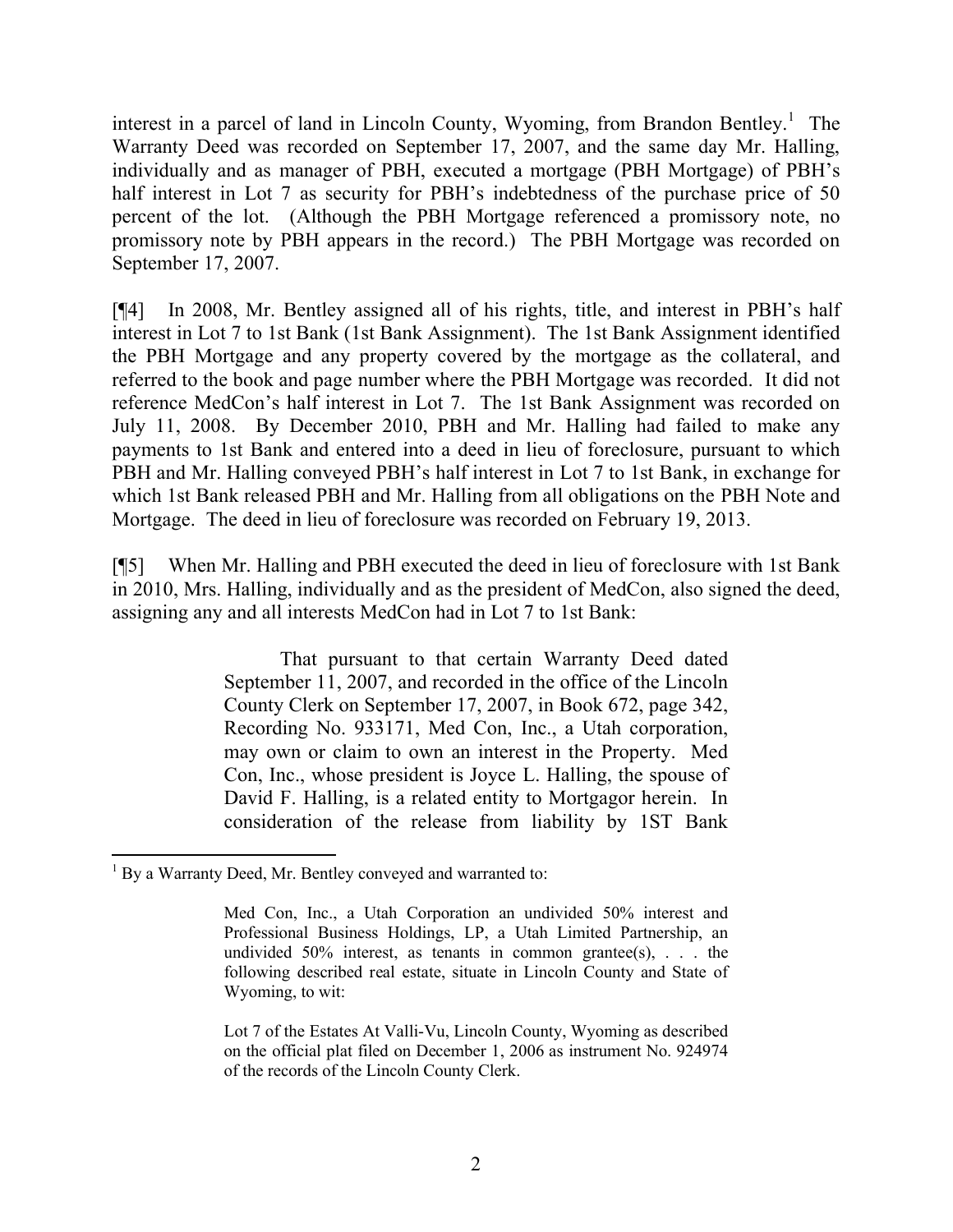interest in a parcel of land in Lincoln County, Wyoming, from Brandon Bentley.[1] The Warranty Deed was recorded on September 17, 2007, and the same day Mr. Halling, individually and as manager of PBH, executed a mortgage (PBH Mortgage) of PBH's half interest in Lot 7 as security for PBH's indebtedness of the purchase price of 50 percent of the lot. (Although the PBH Mortgage referenced a promissory note, no promissory note by PBH appears in the record.) The PBH Mortgage was recorded on September 17, 2007.

[¶4] In 2008, Mr. Bentley assigned all of his rights, title, and interest in PBH's half interest in Lot 7 to 1st Bank (1st Bank Assignment). The 1st Bank Assignment identified the PBH Mortgage and any property covered by the mortgage as the collateral, and referred to the book and page number where the PBH Mortgage was recorded. It did not reference MedCon's half interest in Lot 7. The 1st Bank Assignment was recorded on July 11, 2008. By December 2010, PBH and Mr. Halling had failed to make any payments to 1st Bank and entered into a deed in lieu of foreclosure, pursuant to which PBH and Mr. Halling conveyed PBH's half interest in Lot 7 to 1st Bank, in exchange for which 1st Bank released PBH and Mr. Halling from all obligations on the PBH Note and Mortgage. The deed in lieu of foreclosure was recorded on February 19, 2013.

[¶5] When Mr. Halling and PBH executed the deed in lieu of foreclosure with 1st Bank in 2010, Mrs. Halling, individually and as the president of MedCon, also signed the deed, assigning any and all interests MedCon had in Lot 7 to 1st Bank:

> That pursuant to that certain Warranty Deed dated September 11, 2007, and recorded in the office of the Lincoln County Clerk on September 17, 2007, in Book 672, page 342, Recording No. 933171, Med Con, Inc., a Utah corporation, may own or claim to own an interest in the Property. Med Con, Inc., whose president is Joyce L. Halling, the spouse of David F. Halling, is a related entity to Mortgagor herein. In consideration of the release from liability by 1ST Bank

---

[1] By a Warranty Deed, Mr. Bentley conveyed and warranted to:

> Med Con, Inc., a Utah Corporation an undivided 50% interest and Professional Business Holdings, LP, a Utah Limited Partnership, an undivided 50% interest, as tenants in common grantee(s), . . . the following described real estate, situate in Lincoln County and State of Wyoming, to wit:
>
> Lot 7 of the Estates At Valli-Vu, Lincoln County, Wyoming as described on the official plat filed on December 1, 2006 as instrument No. 924974 of the records of the Lincoln County Clerk.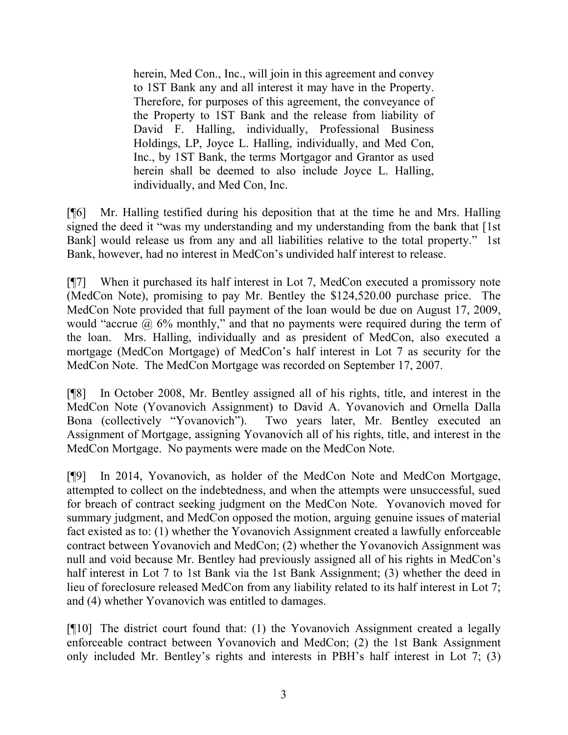> herein, Med Con., Inc., will join in this agreement and convey to 1ST Bank any and all interest it may have in the Property. Therefore, for purposes of this agreement, the conveyance of the Property to 1ST Bank and the release from liability of David F. Halling, individually, Professional Business Holdings, LP, Joyce L. Halling, individually, and Med Con, Inc., by 1ST Bank, the terms Mortgagor and Grantor as used herein shall be deemed to also include Joyce L. Halling, individually, and Med Con, Inc.

[¶6] Mr. Halling testified during his deposition that at the time he and Mrs. Halling signed the deed it "was my understanding and my understanding from the bank that [1st Bank] would release us from any and all liabilities relative to the total property." 1st Bank, however, had no interest in MedCon's undivided half interest to release.

[¶7] When it purchased its half interest in Lot 7, MedCon executed a promissory note (MedCon Note), promising to pay Mr. Bentley the $124,520.00 purchase price. The MedCon Note provided that full payment of the loan would be due on August 17, 2009, would "accrue @ 6% monthly," and that no payments were required during the term of the loan. Mrs. Halling, individually and as president of MedCon, also executed a mortgage (MedCon Mortgage) of MedCon's half interest in Lot 7 as security for the MedCon Note. The MedCon Mortgage was recorded on September 17, 2007.

[¶8] In October 2008, Mr. Bentley assigned all of his rights, title, and interest in the MedCon Note (Yovanovich Assignment) to David A. Yovanovich and Ornella Dalla Bona (collectively "Yovanovich"). Two years later, Mr. Bentley executed an Assignment of Mortgage, assigning Yovanovich all of his rights, title, and interest in the MedCon Mortgage. No payments were made on the MedCon Note.

[¶9] In 2014, Yovanovich, as holder of the MedCon Note and MedCon Mortgage, attempted to collect on the indebtedness, and when the attempts were unsuccessful, sued for breach of contract seeking judgment on the MedCon Note. Yovanovich moved for summary judgment, and MedCon opposed the motion, arguing genuine issues of material fact existed as to: (1) whether the Yovanovich Assignment created a lawfully enforceable contract between Yovanovich and MedCon; (2) whether the Yovanovich Assignment was null and void because Mr. Bentley had previously assigned all of his rights in MedCon's half interest in Lot 7 to 1st Bank via the 1st Bank Assignment; (3) whether the deed in lieu of foreclosure released MedCon from any liability related to its half interest in Lot 7; and (4) whether Yovanovich was entitled to damages.

[¶10] The district court found that: (1) the Yovanovich Assignment created a legally enforceable contract between Yovanovich and MedCon; (2) the 1st Bank Assignment only included Mr. Bentley's rights and interests in PBH's half interest in Lot 7; (3)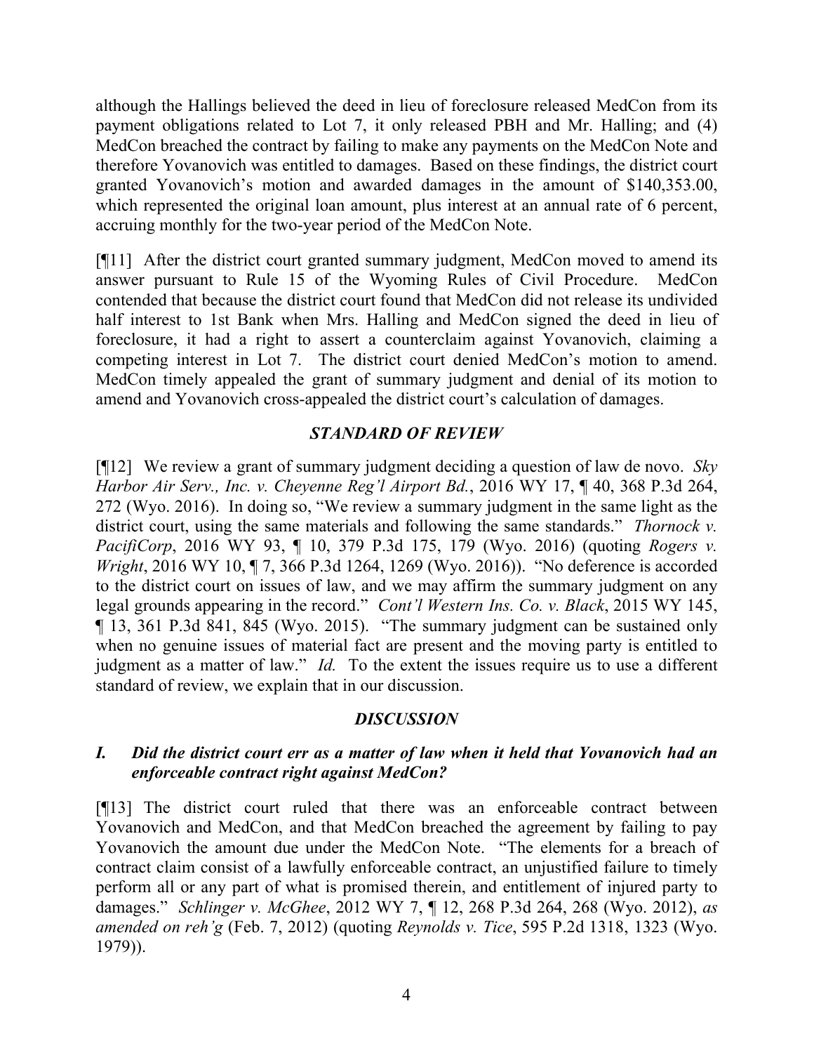although the Hallings believed the deed in lieu of foreclosure released MedCon from its payment obligations related to Lot 7, it only released PBH and Mr. Halling; and (4) MedCon breached the contract by failing to make any payments on the MedCon Note and therefore Yovanovich was entitled to damages. Based on these findings, the district court granted Yovanovich's motion and awarded damages in the amount of $140,353.00, which represented the original loan amount, plus interest at an annual rate of 6 percent, accruing monthly for the two-year period of the MedCon Note.

[¶11] After the district court granted summary judgment, MedCon moved to amend its answer pursuant to Rule 15 of the Wyoming Rules of Civil Procedure. MedCon contended that because the district court found that MedCon did not release its undivided half interest to 1st Bank when Mrs. Halling and MedCon signed the deed in lieu of foreclosure, it had a right to assert a counterclaim against Yovanovich, claiming a competing interest in Lot 7. The district court denied MedCon's motion to amend. MedCon timely appealed the grant of summary judgment and denial of its motion to amend and Yovanovich cross-appealed the district court's calculation of damages.

## *STANDARD OF REVIEW*

[¶12] We review a grant of summary judgment deciding a question of law de novo. *Sky Harbor Air Serv., Inc. v. Cheyenne Reg'l Airport Bd.*, 2016 WY 17, ¶ 40, 368 P.3d 264, 272 (Wyo. 2016). In doing so, "We review a summary judgment in the same light as the district court, using the same materials and following the same standards." *Thornock v. PacifiCorp*, 2016 WY 93, ¶ 10, 379 P.3d 175, 179 (Wyo. 2016) (quoting *Rogers v. Wright*, 2016 WY 10, ¶ 7, 366 P.3d 1264, 1269 (Wyo. 2016)). "No deference is accorded to the district court on issues of law, and we may affirm the summary judgment on any legal grounds appearing in the record." *Cont'l Western Ins. Co. v. Black*, 2015 WY 145, ¶ 13, 361 P.3d 841, 845 (Wyo. 2015). "The summary judgment can be sustained only when no genuine issues of material fact are present and the moving party is entitled to judgment as a matter of law." *Id.* To the extent the issues require us to use a different standard of review, we explain that in our discussion.

## *DISCUSSION*

### *I. Did the district court err as a matter of law when it held that Yovanovich had an enforceable contract right against MedCon?*

[¶13] The district court ruled that there was an enforceable contract between Yovanovich and MedCon, and that MedCon breached the agreement by failing to pay Yovanovich the amount due under the MedCon Note. "The elements for a breach of contract claim consist of a lawfully enforceable contract, an unjustified failure to timely perform all or any part of what is promised therein, and entitlement of injured party to damages." *Schlinger v. McGhee*, 2012 WY 7, ¶ 12, 268 P.3d 264, 268 (Wyo. 2012), *as amended on reh'g* (Feb. 7, 2012) (quoting *Reynolds v. Tice*, 595 P.2d 1318, 1323 (Wyo. 1979)).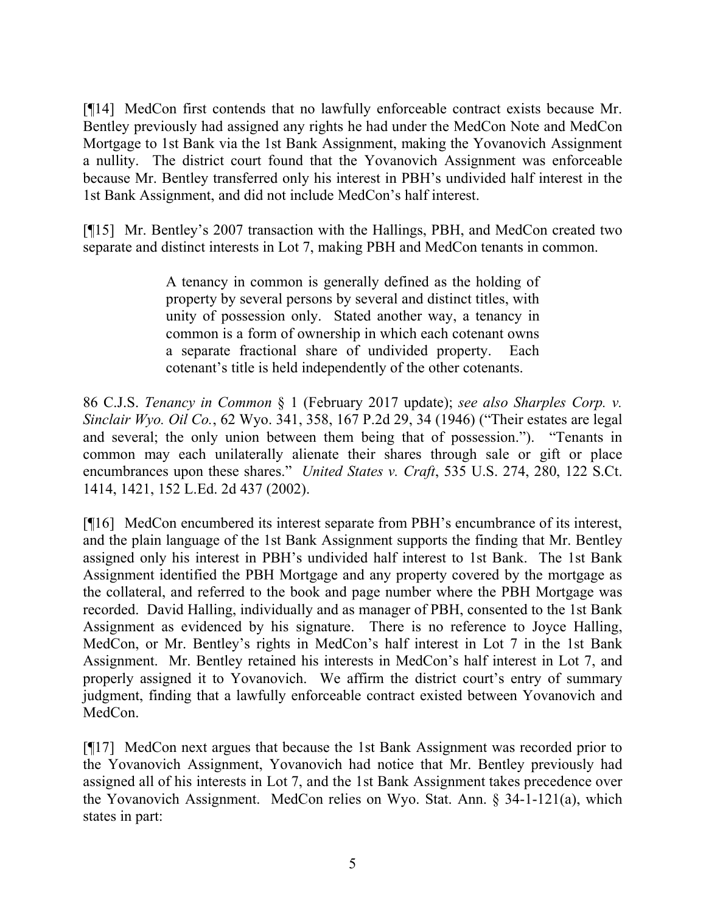[¶14] MedCon first contends that no lawfully enforceable contract exists because Mr. Bentley previously had assigned any rights he had under the MedCon Note and MedCon Mortgage to 1st Bank via the 1st Bank Assignment, making the Yovanovich Assignment a nullity. The district court found that the Yovanovich Assignment was enforceable because Mr. Bentley transferred only his interest in PBH's undivided half interest in the 1st Bank Assignment, and did not include MedCon's half interest.

[¶15] Mr. Bentley's 2007 transaction with the Hallings, PBH, and MedCon created two separate and distinct interests in Lot 7, making PBH and MedCon tenants in common.

> A tenancy in common is generally defined as the holding of property by several persons by several and distinct titles, with unity of possession only. Stated another way, a tenancy in common is a form of ownership in which each cotenant owns a separate fractional share of undivided property. Each cotenant's title is held independently of the other cotenants.

86 C.J.S. *Tenancy in Common* § 1 (February 2017 update); *see also Sharples Corp. v. Sinclair Wyo. Oil Co.*, 62 Wyo. 341, 358, 167 P.2d 29, 34 (1946) ("Their estates are legal and several; the only union between them being that of possession."). "Tenants in common may each unilaterally alienate their shares through sale or gift or place encumbrances upon these shares." *United States v. Craft*, 535 U.S. 274, 280, 122 S.Ct. 1414, 1421, 152 L.Ed. 2d 437 (2002).

[¶16] MedCon encumbered its interest separate from PBH's encumbrance of its interest, and the plain language of the 1st Bank Assignment supports the finding that Mr. Bentley assigned only his interest in PBH's undivided half interest to 1st Bank. The 1st Bank Assignment identified the PBH Mortgage and any property covered by the mortgage as the collateral, and referred to the book and page number where the PBH Mortgage was recorded. David Halling, individually and as manager of PBH, consented to the 1st Bank Assignment as evidenced by his signature. There is no reference to Joyce Halling, MedCon, or Mr. Bentley's rights in MedCon's half interest in Lot 7 in the 1st Bank Assignment. Mr. Bentley retained his interests in MedCon's half interest in Lot 7, and properly assigned it to Yovanovich. We affirm the district court's entry of summary judgment, finding that a lawfully enforceable contract existed between Yovanovich and MedCon.

[¶17] MedCon next argues that because the 1st Bank Assignment was recorded prior to the Yovanovich Assignment, Yovanovich had notice that Mr. Bentley previously had assigned all of his interests in Lot 7, and the 1st Bank Assignment takes precedence over the Yovanovich Assignment. MedCon relies on Wyo. Stat. Ann. § 34-1-121(a), which states in part: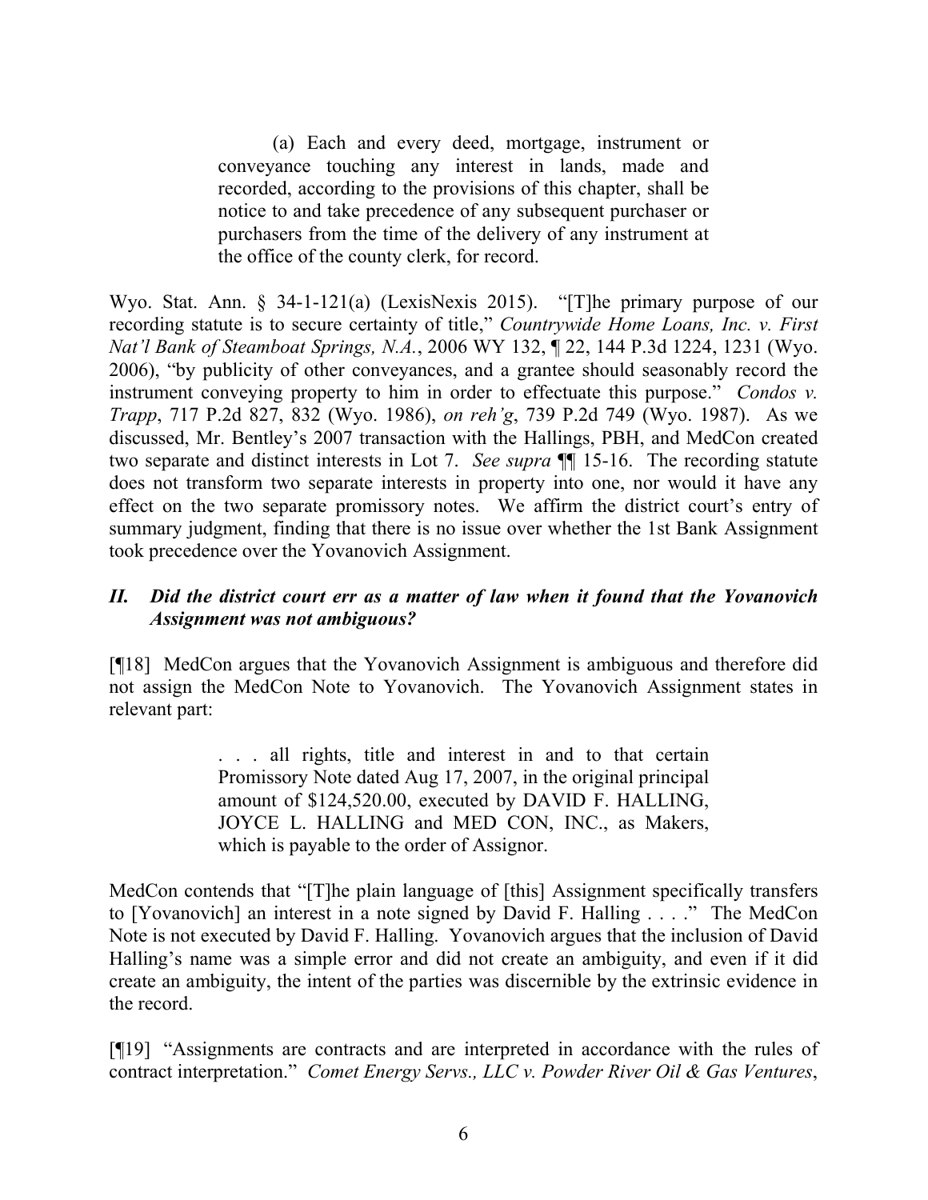> (a) Each and every deed, mortgage, instrument or conveyance touching any interest in lands, made and recorded, according to the provisions of this chapter, shall be notice to and take precedence of any subsequent purchaser or purchasers from the time of the delivery of any instrument at the office of the county clerk, for record.

Wyo. Stat. Ann. § 34-1-121(a) (LexisNexis 2015). "[T]he primary purpose of our recording statute is to secure certainty of title," *Countrywide Home Loans, Inc. v. First Nat'l Bank of Steamboat Springs, N.A.*, 2006 WY 132, ¶ 22, 144 P.3d 1224, 1231 (Wyo. 2006), "by publicity of other conveyances, and a grantee should seasonably record the instrument conveying property to him in order to effectuate this purpose." *Condos v. Trapp*, 717 P.2d 827, 832 (Wyo. 1986), *on reh'g*, 739 P.2d 749 (Wyo. 1987). As we discussed, Mr. Bentley's 2007 transaction with the Hallings, PBH, and MedCon created two separate and distinct interests in Lot 7. *See supra* ¶¶ 15-16. The recording statute does not transform two separate interests in property into one, nor would it have any effect on the two separate promissory notes. We affirm the district court's entry of summary judgment, finding that there is no issue over whether the 1st Bank Assignment took precedence over the Yovanovich Assignment.

### *II. Did the district court err as a matter of law when it found that the Yovanovich Assignment was not ambiguous?*

[¶18] MedCon argues that the Yovanovich Assignment is ambiguous and therefore did not assign the MedCon Note to Yovanovich. The Yovanovich Assignment states in relevant part:

> . . . all rights, title and interest in and to that certain Promissory Note dated Aug 17, 2007, in the original principal amount of $124,520.00, executed by DAVID F. HALLING, JOYCE L. HALLING and MED CON, INC., as Makers, which is payable to the order of Assignor.

MedCon contends that "[T]he plain language of [this] Assignment specifically transfers to [Yovanovich] an interest in a note signed by David F. Halling . . . ." The MedCon Note is not executed by David F. Halling. Yovanovich argues that the inclusion of David Halling's name was a simple error and did not create an ambiguity, and even if it did create an ambiguity, the intent of the parties was discernible by the extrinsic evidence in the record.

[¶19] "Assignments are contracts and are interpreted in accordance with the rules of contract interpretation." *Comet Energy Servs., LLC v. Powder River Oil & Gas Ventures*,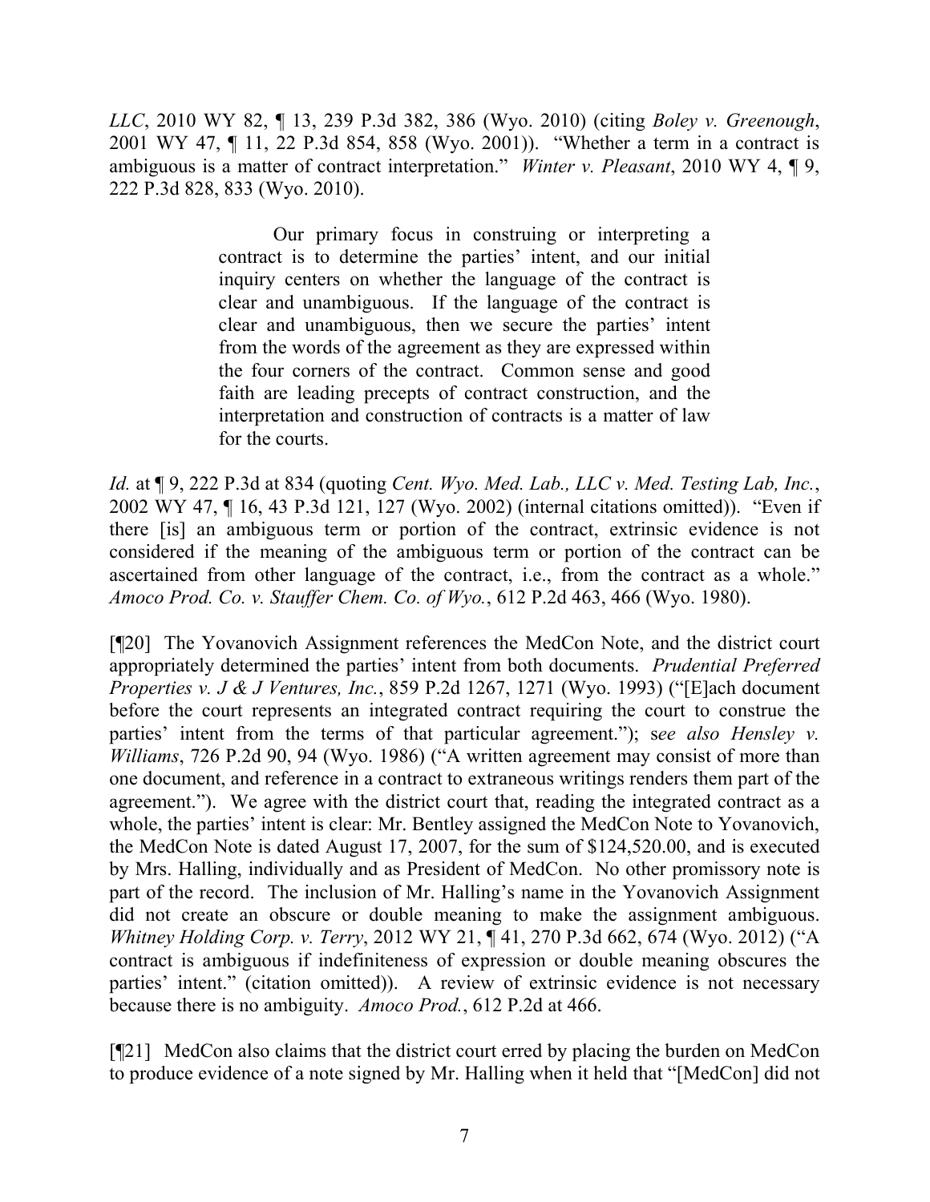*LLC*, 2010 WY 82, ¶ 13, 239 P.3d 382, 386 (Wyo. 2010) (citing *Boley v. Greenough*, 2001 WY 47, ¶ 11, 22 P.3d 854, 858 (Wyo. 2001)). "Whether a term in a contract is ambiguous is a matter of contract interpretation." *Winter v. Pleasant*, 2010 WY 4, ¶ 9, 222 P.3d 828, 833 (Wyo. 2010).

> Our primary focus in construing or interpreting a contract is to determine the parties' intent, and our initial inquiry centers on whether the language of the contract is clear and unambiguous. If the language of the contract is clear and unambiguous, then we secure the parties' intent from the words of the agreement as they are expressed within the four corners of the contract. Common sense and good faith are leading precepts of contract construction, and the interpretation and construction of contracts is a matter of law for the courts.

*Id.* at ¶ 9, 222 P.3d at 834 (quoting *Cent. Wyo. Med. Lab., LLC v. Med. Testing Lab, Inc.*, 2002 WY 47, ¶ 16, 43 P.3d 121, 127 (Wyo. 2002) (internal citations omitted)). "Even if there [is] an ambiguous term or portion of the contract, extrinsic evidence is not considered if the meaning of the ambiguous term or portion of the contract can be ascertained from other language of the contract, i.e., from the contract as a whole." *Amoco Prod. Co. v. Stauffer Chem. Co. of Wyo.*, 612 P.2d 463, 466 (Wyo. 1980).

[¶20] The Yovanovich Assignment references the MedCon Note, and the district court appropriately determined the parties' intent from both documents. *Prudential Preferred Properties v. J & J Ventures, Inc.*, 859 P.2d 1267, 1271 (Wyo. 1993) ("[E]ach document before the court represents an integrated contract requiring the court to construe the parties' intent from the terms of that particular agreement."); s*ee also Hensley v. Williams*, 726 P.2d 90, 94 (Wyo. 1986) ("A written agreement may consist of more than one document, and reference in a contract to extraneous writings renders them part of the agreement."). We agree with the district court that, reading the integrated contract as a whole, the parties' intent is clear: Mr. Bentley assigned the MedCon Note to Yovanovich, the MedCon Note is dated August 17, 2007, for the sum of $124,520.00, and is executed by Mrs. Halling, individually and as President of MedCon. No other promissory note is part of the record. The inclusion of Mr. Halling's name in the Yovanovich Assignment did not create an obscure or double meaning to make the assignment ambiguous. *Whitney Holding Corp. v. Terry*, 2012 WY 21, ¶ 41, 270 P.3d 662, 674 (Wyo. 2012) ("A contract is ambiguous if indefiniteness of expression or double meaning obscures the parties' intent." (citation omitted)). A review of extrinsic evidence is not necessary because there is no ambiguity. *Amoco Prod.*, 612 P.2d at 466.

[¶21] MedCon also claims that the district court erred by placing the burden on MedCon to produce evidence of a note signed by Mr. Halling when it held that "[MedCon] did not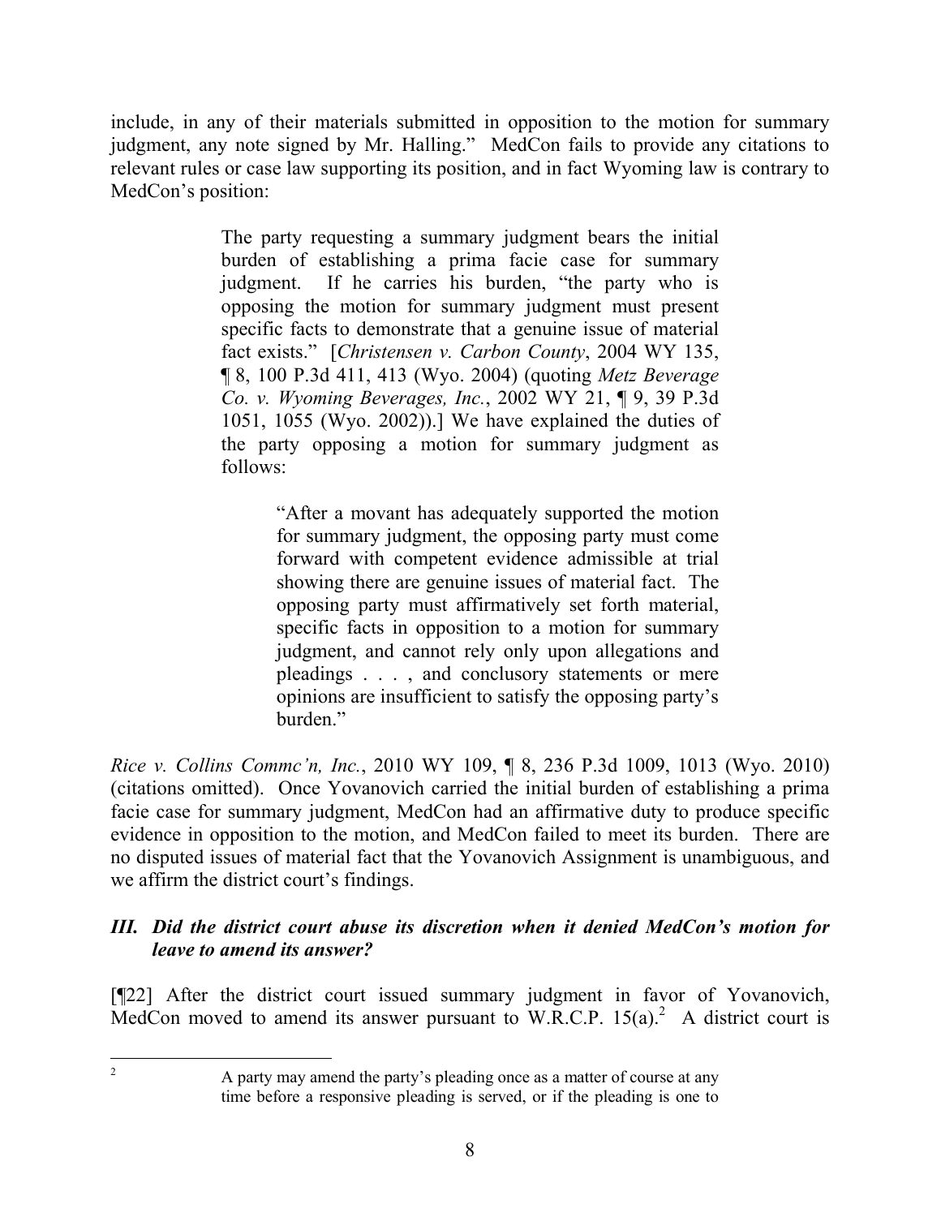include, in any of their materials submitted in opposition to the motion for summary judgment, any note signed by Mr. Halling." MedCon fails to provide any citations to relevant rules or case law supporting its position, and in fact Wyoming law is contrary to MedCon's position:

> The party requesting a summary judgment bears the initial burden of establishing a prima facie case for summary judgment. If he carries his burden, "the party who is opposing the motion for summary judgment must present specific facts to demonstrate that a genuine issue of material fact exists." [*Christensen v. Carbon County*, 2004 WY 135, ¶ 8, 100 P.3d 411, 413 (Wyo. 2004) (quoting *Metz Beverage Co. v. Wyoming Beverages, Inc.*, 2002 WY 21, ¶ 9, 39 P.3d 1051, 1055 (Wyo. 2002)).] We have explained the duties of the party opposing a motion for summary judgment as follows:
>
> > "After a movant has adequately supported the motion for summary judgment, the opposing party must come forward with competent evidence admissible at trial showing there are genuine issues of material fact. The opposing party must affirmatively set forth material, specific facts in opposition to a motion for summary judgment, and cannot rely only upon allegations and pleadings . . . , and conclusory statements or mere opinions are insufficient to satisfy the opposing party's burden."

*Rice v. Collins Commc'n, Inc.*, 2010 WY 109, ¶ 8, 236 P.3d 1009, 1013 (Wyo. 2010) (citations omitted). Once Yovanovich carried the initial burden of establishing a prima facie case for summary judgment, MedCon had an affirmative duty to produce specific evidence in opposition to the motion, and MedCon failed to meet its burden. There are no disputed issues of material fact that the Yovanovich Assignment is unambiguous, and we affirm the district court's findings.

### *III. Did the district court abuse its discretion when it denied MedCon's motion for leave to amend its answer?*

[¶22] After the district court issued summary judgment in favor of Yovanovich, MedCon moved to amend its answer pursuant to W.R.C.P. 15(a).[2] A district court is

---

[2] A party may amend the party's pleading once as a matter of course at any time before a responsive pleading is served, or if the pleading is one to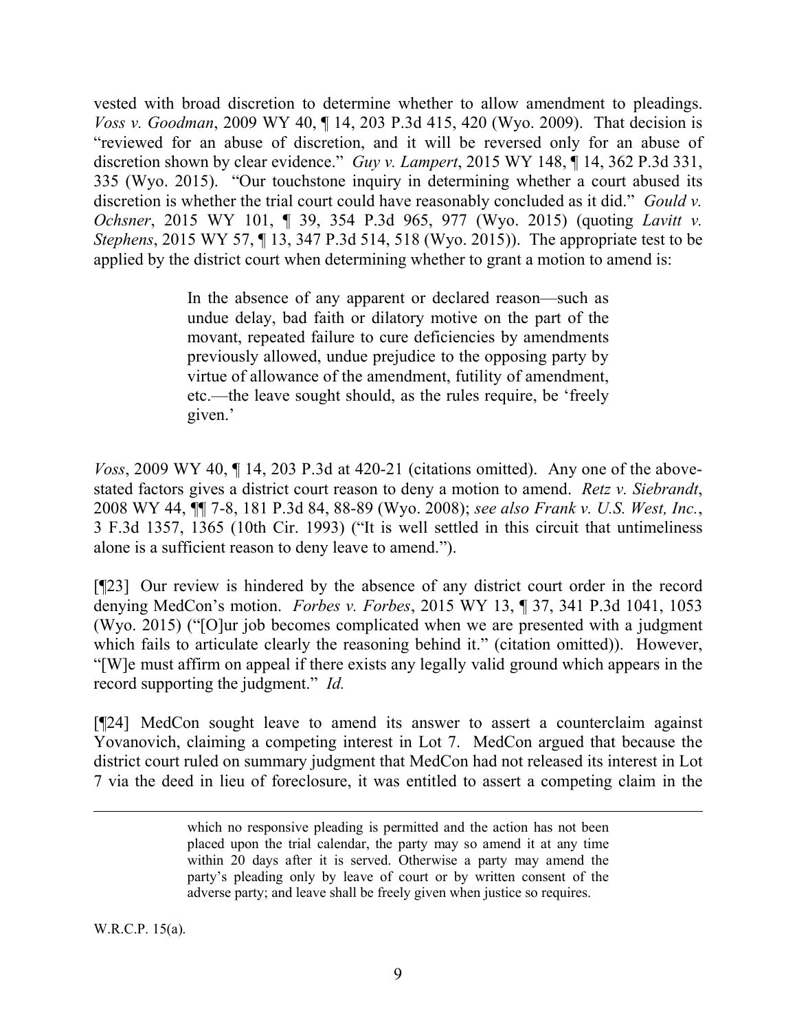vested with broad discretion to determine whether to allow amendment to pleadings. *Voss v. Goodman*, 2009 WY 40, ¶ 14, 203 P.3d 415, 420 (Wyo. 2009). That decision is "reviewed for an abuse of discretion, and it will be reversed only for an abuse of discretion shown by clear evidence." *Guy v. Lampert*, 2015 WY 148, ¶ 14, 362 P.3d 331, 335 (Wyo. 2015). "Our touchstone inquiry in determining whether a court abused its discretion is whether the trial court could have reasonably concluded as it did." *Gould v. Ochsner*, 2015 WY 101, ¶ 39, 354 P.3d 965, 977 (Wyo. 2015) (quoting *Lavitt v. Stephens*, 2015 WY 57, ¶ 13, 347 P.3d 514, 518 (Wyo. 2015)). The appropriate test to be applied by the district court when determining whether to grant a motion to amend is:

> In the absence of any apparent or declared reason—such as undue delay, bad faith or dilatory motive on the part of the movant, repeated failure to cure deficiencies by amendments previously allowed, undue prejudice to the opposing party by virtue of allowance of the amendment, futility of amendment, etc.—the leave sought should, as the rules require, be 'freely given.'

*Voss*, 2009 WY 40, ¶ 14, 203 P.3d at 420-21 (citations omitted). Any one of the above-stated factors gives a district court reason to deny a motion to amend. *Retz v. Siebrandt*, 2008 WY 44, ¶¶ 7-8, 181 P.3d 84, 88-89 (Wyo. 2008); *see also Frank v. U.S. West, Inc.*, 3 F.3d 1357, 1365 (10th Cir. 1993) ("It is well settled in this circuit that untimeliness alone is a sufficient reason to deny leave to amend.").

[¶23] Our review is hindered by the absence of any district court order in the record denying MedCon's motion. *Forbes v. Forbes*, 2015 WY 13, ¶ 37, 341 P.3d 1041, 1053 (Wyo. 2015) ("[O]ur job becomes complicated when we are presented with a judgment which fails to articulate clearly the reasoning behind it." (citation omitted)). However, "[W]e must affirm on appeal if there exists any legally valid ground which appears in the record supporting the judgment." *Id.*

[¶24] MedCon sought leave to amend its answer to assert a counterclaim against Yovanovich, claiming a competing interest in Lot 7. MedCon argued that because the district court ruled on summary judgment that MedCon had not released its interest in Lot 7 via the deed in lieu of foreclosure, it was entitled to assert a competing claim in the

---

> which no responsive pleading is permitted and the action has not been placed upon the trial calendar, the party may so amend it at any time within 20 days after it is served. Otherwise a party may amend the party's pleading only by leave of court or by written consent of the adverse party; and leave shall be freely given when justice so requires.

W.R.C.P. 15(a).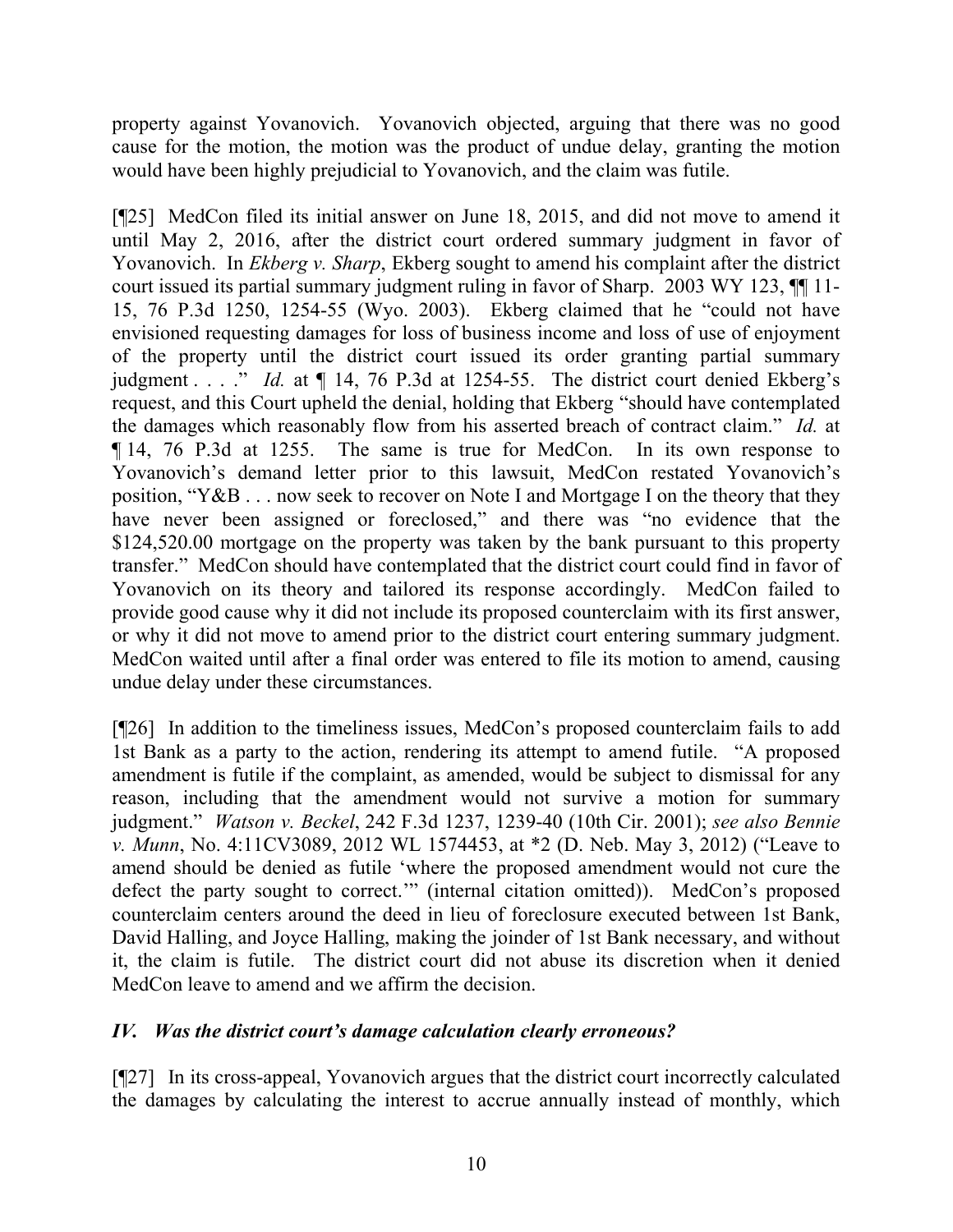property against Yovanovich. Yovanovich objected, arguing that there was no good cause for the motion, the motion was the product of undue delay, granting the motion would have been highly prejudicial to Yovanovich, and the claim was futile.

[¶25] MedCon filed its initial answer on June 18, 2015, and did not move to amend it until May 2, 2016, after the district court ordered summary judgment in favor of Yovanovich. In *Ekberg v. Sharp*, Ekberg sought to amend his complaint after the district court issued its partial summary judgment ruling in favor of Sharp. 2003 WY 123, ¶¶ 11-15, 76 P.3d 1250, 1254-55 (Wyo. 2003). Ekberg claimed that he "could not have envisioned requesting damages for loss of business income and loss of use of enjoyment of the property until the district court issued its order granting partial summary judgment . . . ." *Id.* at ¶ 14, 76 P.3d at 1254-55. The district court denied Ekberg's request, and this Court upheld the denial, holding that Ekberg "should have contemplated the damages which reasonably flow from his asserted breach of contract claim." *Id.* at ¶ 14, 76 P.3d at 1255. The same is true for MedCon. In its own response to Yovanovich's demand letter prior to this lawsuit, MedCon restated Yovanovich's position, "Y&B . . . now seek to recover on Note I and Mortgage I on the theory that they have never been assigned or foreclosed," and there was "no evidence that the $124,520.00 mortgage on the property was taken by the bank pursuant to this property transfer." MedCon should have contemplated that the district court could find in favor of Yovanovich on its theory and tailored its response accordingly. MedCon failed to provide good cause why it did not include its proposed counterclaim with its first answer, or why it did not move to amend prior to the district court entering summary judgment. MedCon waited until after a final order was entered to file its motion to amend, causing undue delay under these circumstances.

[¶26] In addition to the timeliness issues, MedCon's proposed counterclaim fails to add 1st Bank as a party to the action, rendering its attempt to amend futile. "A proposed amendment is futile if the complaint, as amended, would be subject to dismissal for any reason, including that the amendment would not survive a motion for summary judgment." *Watson v. Beckel*, 242 F.3d 1237, 1239-40 (10th Cir. 2001); *see also Bennie v. Munn*, No. 4:11CV3089, 2012 WL 1574453, at *2 (D. Neb. May 3, 2012) ("Leave to amend should be denied as futile 'where the proposed amendment would not cure the defect the party sought to correct.'" (internal citation omitted)). MedCon's proposed counterclaim centers around the deed in lieu of foreclosure executed between 1st Bank, David Halling, and Joyce Halling, making the joinder of 1st Bank necessary, and without it, the claim is futile. The district court did not abuse its discretion when it denied MedCon leave to amend and we affirm the decision.

### *IV. Was the district court's damage calculation clearly erroneous?*

[¶27] In its cross-appeal, Yovanovich argues that the district court incorrectly calculated the damages by calculating the interest to accrue annually instead of monthly, which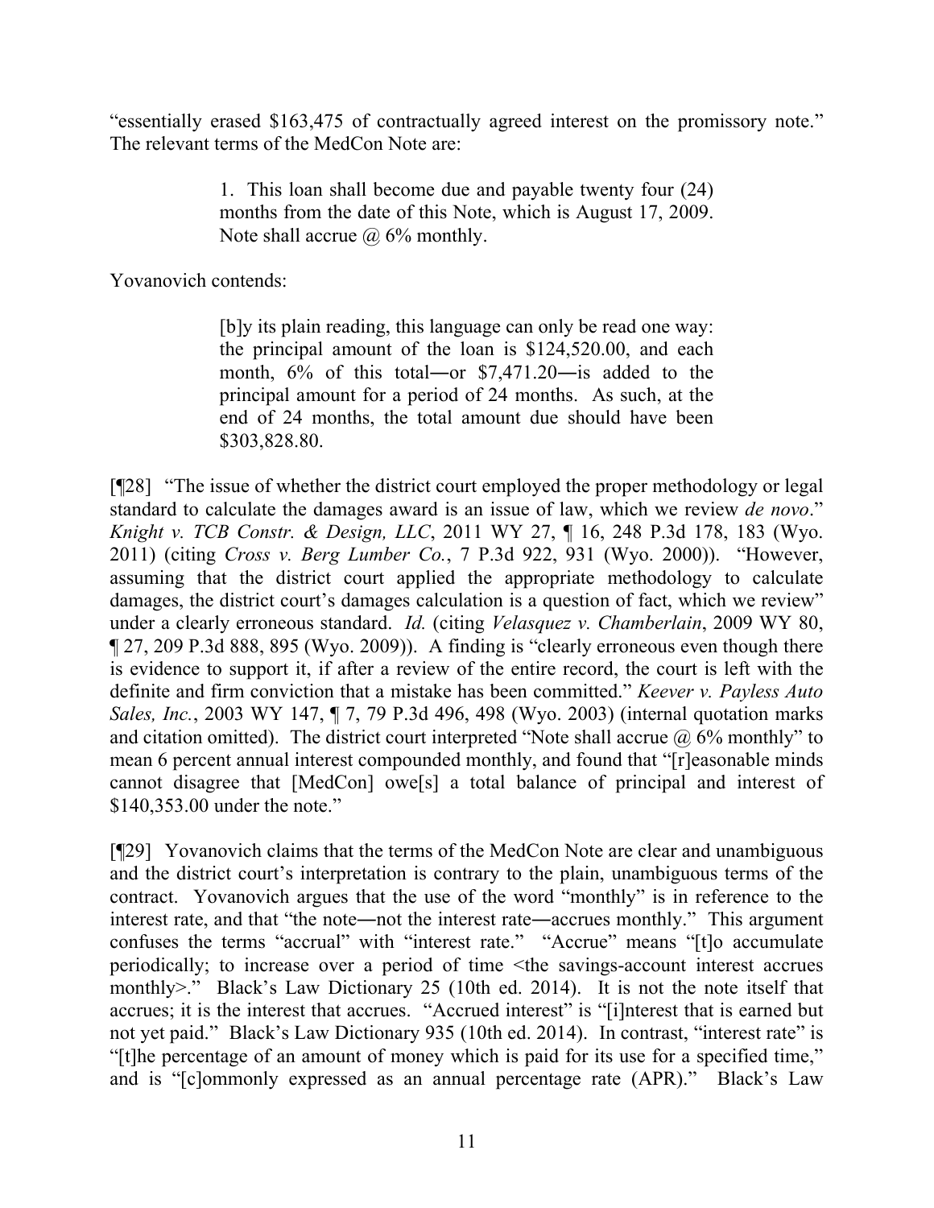"essentially erased $163,475 of contractually agreed interest on the promissory note." The relevant terms of the MedCon Note are:

> 1. This loan shall become due and payable twenty four (24) months from the date of this Note, which is August 17, 2009. Note shall accrue @ 6% monthly.

Yovanovich contends:

> [b]y its plain reading, this language can only be read one way: the principal amount of the loan is $124,520.00, and each month, 6% of this total―or $7,471.20―is added to the principal amount for a period of 24 months. As such, at the end of 24 months, the total amount due should have been $303,828.80.

[¶28] "The issue of whether the district court employed the proper methodology or legal standard to calculate the damages award is an issue of law, which we review *de novo*." *Knight v. TCB Constr. & Design, LLC*, 2011 WY 27, ¶ 16, 248 P.3d 178, 183 (Wyo. 2011) (citing *Cross v. Berg Lumber Co.*, 7 P.3d 922, 931 (Wyo. 2000)). "However, assuming that the district court applied the appropriate methodology to calculate damages, the district court's damages calculation is a question of fact, which we review" under a clearly erroneous standard. *Id.* (citing *Velasquez v. Chamberlain*, 2009 WY 80, ¶ 27, 209 P.3d 888, 895 (Wyo. 2009)). A finding is "clearly erroneous even though there is evidence to support it, if after a review of the entire record, the court is left with the definite and firm conviction that a mistake has been committed." *Keever v. Payless Auto Sales, Inc.*, 2003 WY 147, ¶ 7, 79 P.3d 496, 498 (Wyo. 2003) (internal quotation marks and citation omitted). The district court interpreted "Note shall accrue @ 6% monthly" to mean 6 percent annual interest compounded monthly, and found that "[r]easonable minds cannot disagree that [MedCon] owe[s] a total balance of principal and interest of $140,353.00 under the note."

[¶29] Yovanovich claims that the terms of the MedCon Note are clear and unambiguous and the district court's interpretation is contrary to the plain, unambiguous terms of the contract. Yovanovich argues that the use of the word "monthly" is in reference to the interest rate, and that "the note―not the interest rate―accrues monthly." This argument confuses the terms "accrual" with "interest rate." "Accrue" means "[t]o accumulate periodically; to increase over a period of time <the savings-account interest accrues monthly>." Black's Law Dictionary 25 (10th ed. 2014). It is not the note itself that accrues; it is the interest that accrues. "Accrued interest" is "[i]nterest that is earned but not yet paid." Black's Law Dictionary 935 (10th ed. 2014). In contrast, "interest rate" is "[t]he percentage of an amount of money which is paid for its use for a specified time," and is "[c]ommonly expressed as an annual percentage rate (APR)." Black's Law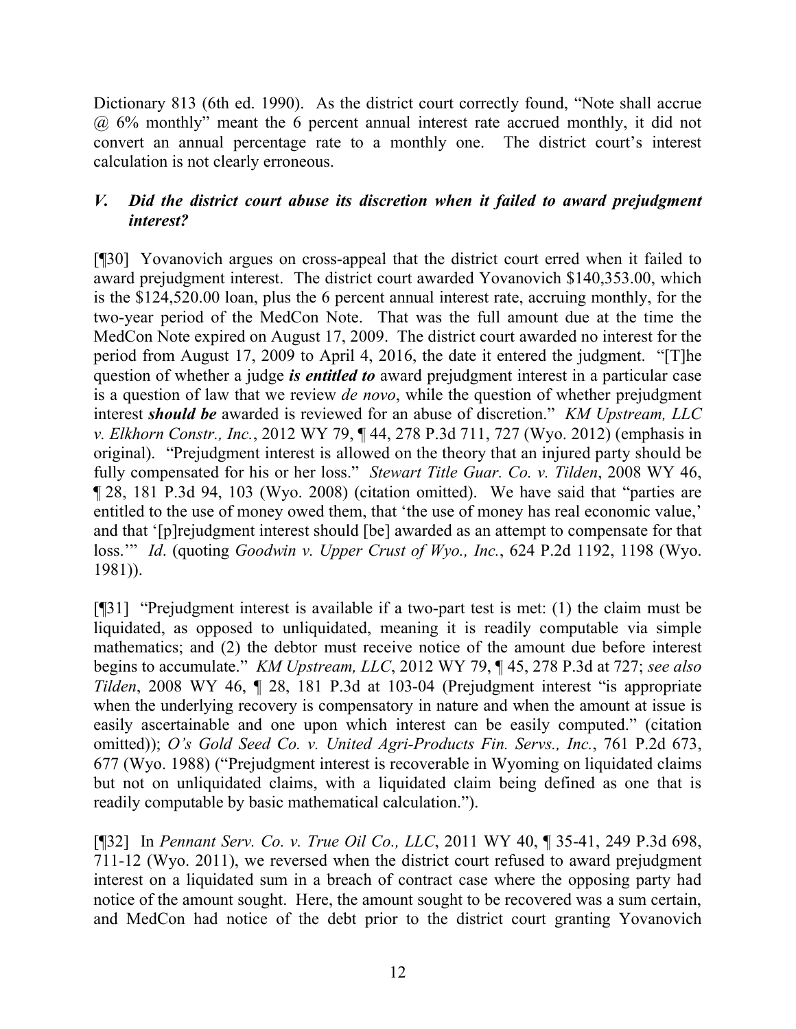Dictionary 813 (6th ed. 1990). As the district court correctly found, "Note shall accrue @ 6% monthly" meant the 6 percent annual interest rate accrued monthly, it did not convert an annual percentage rate to a monthly one. The district court's interest calculation is not clearly erroneous.

### *V. Did the district court abuse its discretion when it failed to award prejudgment interest?*

[¶30] Yovanovich argues on cross-appeal that the district court erred when it failed to award prejudgment interest. The district court awarded Yovanovich $140,353.00, which is the $124,520.00 loan, plus the 6 percent annual interest rate, accruing monthly, for the two-year period of the MedCon Note. That was the full amount due at the time the MedCon Note expired on August 17, 2009. The district court awarded no interest for the period from August 17, 2009 to April 4, 2016, the date it entered the judgment. "[T]he question of whether a judge ***is entitled to*** award prejudgment interest in a particular case is a question of law that we review *de novo*, while the question of whether prejudgment interest ***should be*** awarded is reviewed for an abuse of discretion." *KM Upstream, LLC v. Elkhorn Constr., Inc.*, 2012 WY 79, ¶ 44, 278 P.3d 711, 727 (Wyo. 2012) (emphasis in original). "Prejudgment interest is allowed on the theory that an injured party should be fully compensated for his or her loss." *Stewart Title Guar. Co. v. Tilden*, 2008 WY 46, ¶ 28, 181 P.3d 94, 103 (Wyo. 2008) (citation omitted). We have said that "parties are entitled to the use of money owed them, that 'the use of money has real economic value,' and that '[p]rejudgment interest should [be] awarded as an attempt to compensate for that loss.'" *Id*. (quoting *Goodwin v. Upper Crust of Wyo., Inc.*, 624 P.2d 1192, 1198 (Wyo. 1981)).

[¶31] "Prejudgment interest is available if a two-part test is met: (1) the claim must be liquidated, as opposed to unliquidated, meaning it is readily computable via simple mathematics; and (2) the debtor must receive notice of the amount due before interest begins to accumulate." *KM Upstream, LLC*, 2012 WY 79, ¶ 45, 278 P.3d at 727; *see also Tilden*, 2008 WY 46, ¶ 28, 181 P.3d at 103-04 (Prejudgment interest "is appropriate when the underlying recovery is compensatory in nature and when the amount at issue is easily ascertainable and one upon which interest can be easily computed." (citation omitted)); *O's Gold Seed Co. v. United Agri-Products Fin. Servs., Inc.*, 761 P.2d 673, 677 (Wyo. 1988) ("Prejudgment interest is recoverable in Wyoming on liquidated claims but not on unliquidated claims, with a liquidated claim being defined as one that is readily computable by basic mathematical calculation.").

[¶32] In *Pennant Serv. Co. v. True Oil Co., LLC*, 2011 WY 40, ¶ 35-41, 249 P.3d 698, 711-12 (Wyo. 2011), we reversed when the district court refused to award prejudgment interest on a liquidated sum in a breach of contract case where the opposing party had notice of the amount sought. Here, the amount sought to be recovered was a sum certain, and MedCon had notice of the debt prior to the district court granting Yovanovich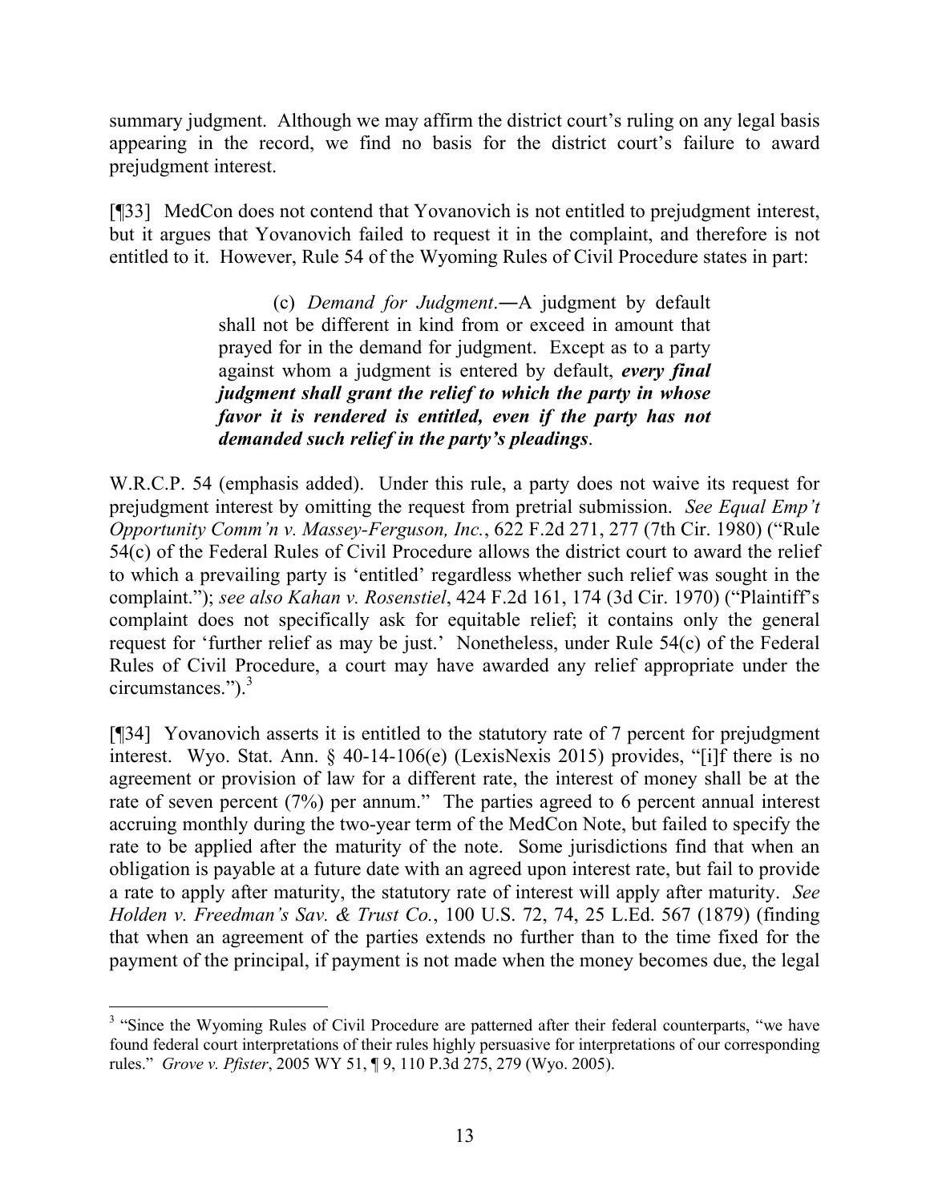summary judgment. Although we may affirm the district court's ruling on any legal basis appearing in the record, we find no basis for the district court's failure to award prejudgment interest.

[¶33] MedCon does not contend that Yovanovich is not entitled to prejudgment interest, but it argues that Yovanovich failed to request it in the complaint, and therefore is not entitled to it. However, Rule 54 of the Wyoming Rules of Civil Procedure states in part:

> (c) *Demand for Judgment*.―A judgment by default shall not be different in kind from or exceed in amount that prayed for in the demand for judgment. Except as to a party against whom a judgment is entered by default, ***every final judgment shall grant the relief to which the party in whose favor it is rendered is entitled, even if the party has not demanded such relief in the party's pleadings***.

W.R.C.P. 54 (emphasis added). Under this rule, a party does not waive its request for prejudgment interest by omitting the request from pretrial submission. *See Equal Emp't Opportunity Comm'n v. Massey-Ferguson, Inc.*, 622 F.2d 271, 277 (7th Cir. 1980) ("Rule 54(c) of the Federal Rules of Civil Procedure allows the district court to award the relief to which a prevailing party is 'entitled' regardless whether such relief was sought in the complaint."); *see also Kahan v. Rosenstiel*, 424 F.2d 161, 174 (3d Cir. 1970) ("Plaintiff's complaint does not specifically ask for equitable relief; it contains only the general request for 'further relief as may be just.' Nonetheless, under Rule 54(c) of the Federal Rules of Civil Procedure, a court may have awarded any relief appropriate under the circumstances.").[3]

[¶34] Yovanovich asserts it is entitled to the statutory rate of 7 percent for prejudgment interest. Wyo. Stat. Ann. § 40-14-106(e) (LexisNexis 2015) provides, "[i]f there is no agreement or provision of law for a different rate, the interest of money shall be at the rate of seven percent (7%) per annum." The parties agreed to 6 percent annual interest accruing monthly during the two-year term of the MedCon Note, but failed to specify the rate to be applied after the maturity of the note. Some jurisdictions find that when an obligation is payable at a future date with an agreed upon interest rate, but fail to provide a rate to apply after maturity, the statutory rate of interest will apply after maturity. *See Holden v. Freedman's Sav. & Trust Co.*, 100 U.S. 72, 74, 25 L.Ed. 567 (1879) (finding that when an agreement of the parties extends no further than to the time fixed for the payment of the principal, if payment is not made when the money becomes due, the legal

---

[3] "Since the Wyoming Rules of Civil Procedure are patterned after their federal counterparts, "we have found federal court interpretations of their rules highly persuasive for interpretations of our corresponding rules." *Grove v. Pfister*, 2005 WY 51, ¶ 9, 110 P.3d 275, 279 (Wyo. 2005).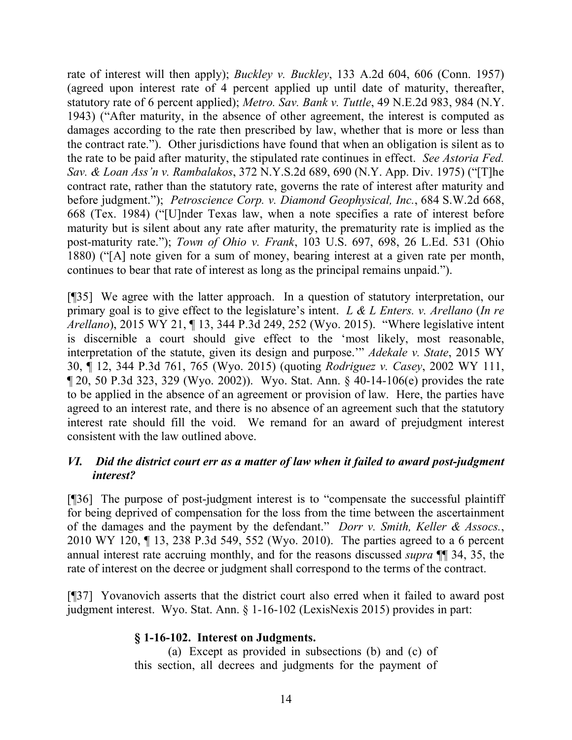rate of interest will then apply); *Buckley v. Buckley*, 133 A.2d 604, 606 (Conn. 1957) (agreed upon interest rate of 4 percent applied up until date of maturity, thereafter, statutory rate of 6 percent applied); *Metro. Sav. Bank v. Tuttle*, 49 N.E.2d 983, 984 (N.Y. 1943) ("After maturity, in the absence of other agreement, the interest is computed as damages according to the rate then prescribed by law, whether that is more or less than the contract rate."). Other jurisdictions have found that when an obligation is silent as to the rate to be paid after maturity, the stipulated rate continues in effect. *See Astoria Fed. Sav. & Loan Ass'n v. Rambalakos*, 372 N.Y.S.2d 689, 690 (N.Y. App. Div. 1975) ("[T]he contract rate, rather than the statutory rate, governs the rate of interest after maturity and before judgment."); *Petroscience Corp. v. Diamond Geophysical, Inc.*, 684 S.W.2d 668, 668 (Tex. 1984) ("[U]nder Texas law, when a note specifies a rate of interest before maturity but is silent about any rate after maturity, the prematurity rate is implied as the post-maturity rate."); *Town of Ohio v. Frank*, 103 U.S. 697, 698, 26 L.Ed. 531 (Ohio 1880) ("[A] note given for a sum of money, bearing interest at a given rate per month, continues to bear that rate of interest as long as the principal remains unpaid.").

[¶35] We agree with the latter approach. In a question of statutory interpretation, our primary goal is to give effect to the legislature's intent. *L & L Enters. v. Arellano* (*In re Arellano*), 2015 WY 21, ¶ 13, 344 P.3d 249, 252 (Wyo. 2015). "Where legislative intent is discernible a court should give effect to the 'most likely, most reasonable, interpretation of the statute, given its design and purpose.'" *Adekale v. State*, 2015 WY 30, ¶ 12, 344 P.3d 761, 765 (Wyo. 2015) (quoting *Rodriguez v. Casey*, 2002 WY 111, ¶ 20, 50 P.3d 323, 329 (Wyo. 2002)). Wyo. Stat. Ann. § 40-14-106(e) provides the rate to be applied in the absence of an agreement or provision of law. Here, the parties have agreed to an interest rate, and there is no absence of an agreement such that the statutory interest rate should fill the void. We remand for an award of prejudgment interest consistent with the law outlined above.

### *VI. Did the district court err as a matter of law when it failed to award post-judgment interest?*

[¶36] The purpose of post-judgment interest is to "compensate the successful plaintiff for being deprived of compensation for the loss from the time between the ascertainment of the damages and the payment by the defendant." *Dorr v. Smith, Keller & Assocs.*, 2010 WY 120, ¶ 13, 238 P.3d 549, 552 (Wyo. 2010). The parties agreed to a 6 percent annual interest rate accruing monthly, and for the reasons discussed *supra* ¶¶ 34, 35, the rate of interest on the decree or judgment shall correspond to the terms of the contract.

[¶37] Yovanovich asserts that the district court also erred when it failed to award post judgment interest. Wyo. Stat. Ann. § 1-16-102 (LexisNexis 2015) provides in part:

> **§ 1-16-102. Interest on Judgments.**
>
> (a) Except as provided in subsections (b) and (c) of this section, all decrees and judgments for the payment of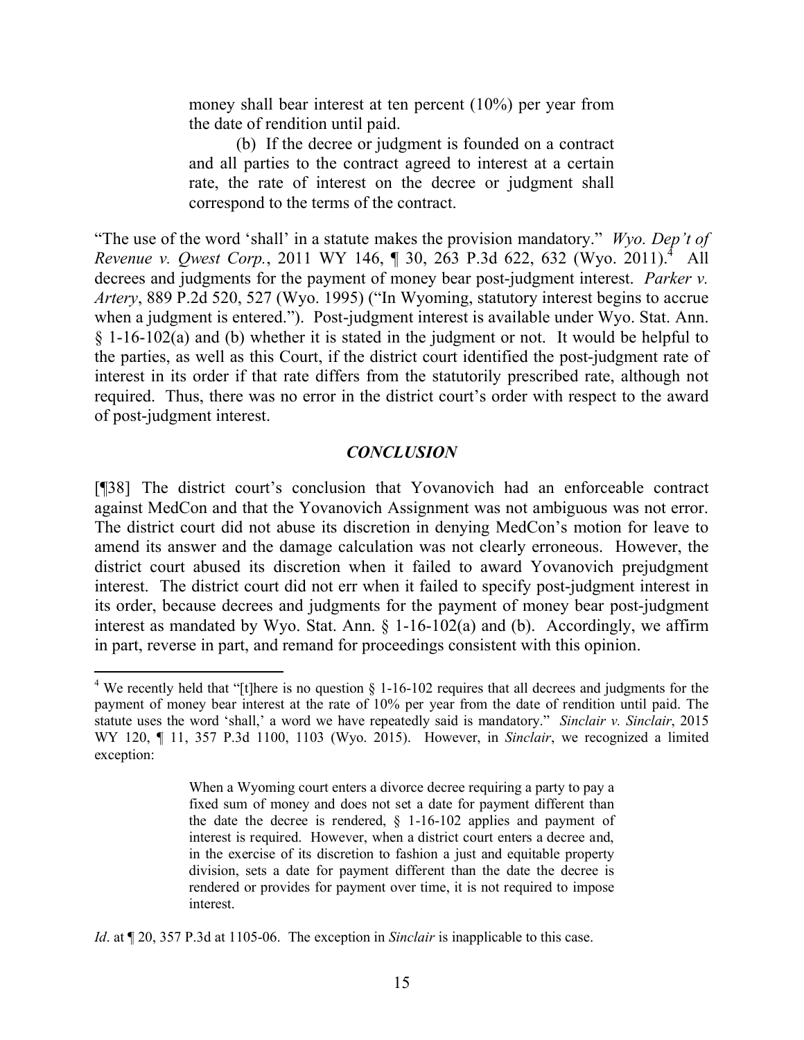> money shall bear interest at ten percent (10%) per year from the date of rendition until paid.
>
> (b) If the decree or judgment is founded on a contract and all parties to the contract agreed to interest at a certain rate, the rate of interest on the decree or judgment shall correspond to the terms of the contract.

"The use of the word 'shall' in a statute makes the provision mandatory." *Wyo. Dep't of Revenue v. Qwest Corp.*, 2011 WY 146, ¶ 30, 263 P.3d 622, 632 (Wyo. 2011).[4] All decrees and judgments for the payment of money bear post-judgment interest. *Parker v. Artery*, 889 P.2d 520, 527 (Wyo. 1995) ("In Wyoming, statutory interest begins to accrue when a judgment is entered."). Post-judgment interest is available under Wyo. Stat. Ann. § 1-16-102(a) and (b) whether it is stated in the judgment or not. It would be helpful to the parties, as well as this Court, if the district court identified the post-judgment rate of interest in its order if that rate differs from the statutorily prescribed rate, although not required. Thus, there was no error in the district court's order with respect to the award of post-judgment interest.

## *CONCLUSION*

[¶38] The district court's conclusion that Yovanovich had an enforceable contract against MedCon and that the Yovanovich Assignment was not ambiguous was not error. The district court did not abuse its discretion in denying MedCon's motion for leave to amend its answer and the damage calculation was not clearly erroneous. However, the district court abused its discretion when it failed to award Yovanovich prejudgment interest. The district court did not err when it failed to specify post-judgment interest in its order, because decrees and judgments for the payment of money bear post-judgment interest as mandated by Wyo. Stat. Ann. § 1-16-102(a) and (b). Accordingly, we affirm in part, reverse in part, and remand for proceedings consistent with this opinion.

---

[4] We recently held that "[t]here is no question § 1-16-102 requires that all decrees and judgments for the payment of money bear interest at the rate of 10% per year from the date of rendition until paid. The statute uses the word 'shall,' a word we have repeatedly said is mandatory." *Sinclair v. Sinclair*, 2015 WY 120, ¶ 11, 357 P.3d 1100, 1103 (Wyo. 2015). However, in *Sinclair*, we recognized a limited exception:

> When a Wyoming court enters a divorce decree requiring a party to pay a fixed sum of money and does not set a date for payment different than the date the decree is rendered, § 1-16-102 applies and payment of interest is required. However, when a district court enters a decree and, in the exercise of its discretion to fashion a just and equitable property division, sets a date for payment different than the date the decree is rendered or provides for payment over time, it is not required to impose interest.

*Id*. at ¶ 20, 357 P.3d at 1105-06. The exception in *Sinclair* is inapplicable to this case.